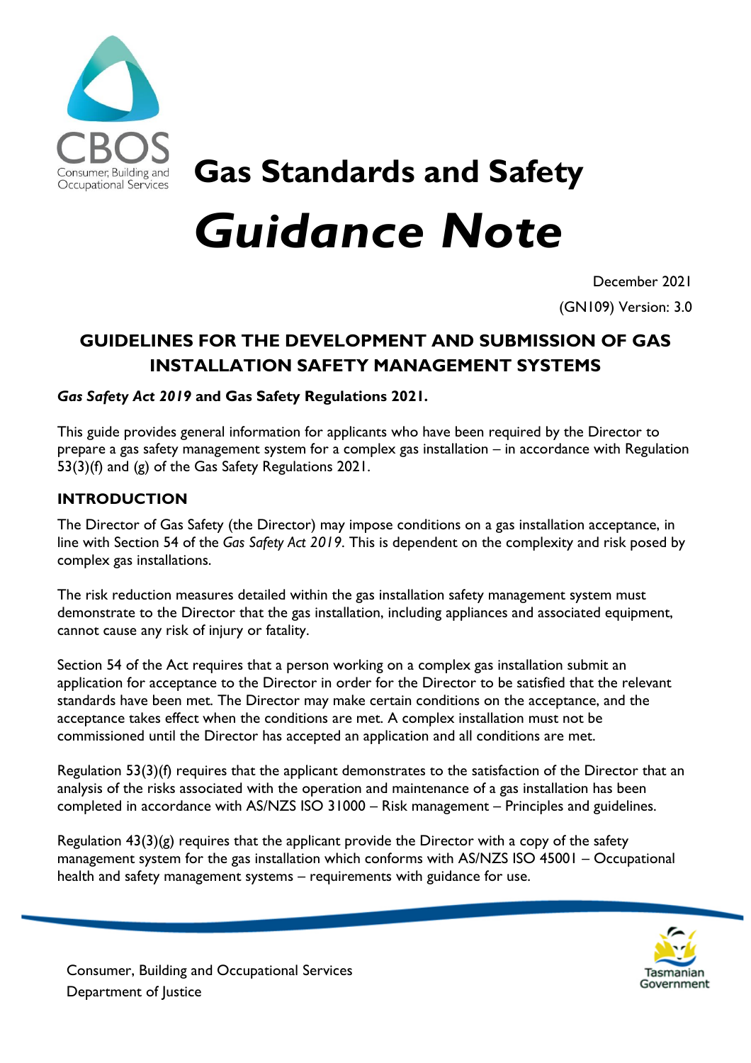# Gas Standards and Safety

# *Guidance Note*

December 2021

(GN109) Version: 3.0

## GUIDELINES FOR THE DEVELOPMENT AND SUBMISSION OF GAS INSTALLATION SAFETY MANAGEMENT SYSTEMS

***Gas Safety Act 2019*** **and Gas Safety Regulations 2021.**

This guide provides general information for applicants who have been required by the Director to prepare a gas safety management system for a complex gas installation – in accordance with Regulation 53(3)(f) and (g) of the Gas Safety Regulations 2021.

### INTRODUCTION

The Director of Gas Safety (the Director) may impose conditions on a gas installation acceptance, in line with Section 54 of the *Gas Safety Act 2019*. This is dependent on the complexity and risk posed by complex gas installations.

The risk reduction measures detailed within the gas installation safety management system must demonstrate to the Director that the gas installation, including appliances and associated equipment, cannot cause any risk of injury or fatality.

Section 54 of the Act requires that a person working on a complex gas installation submit an application for acceptance to the Director in order for the Director to be satisfied that the relevant standards have been met. The Director may make certain conditions on the acceptance, and the acceptance takes effect when the conditions are met. A complex installation must not be commissioned until the Director has accepted an application and all conditions are met.

Regulation 53(3)(f) requires that the applicant demonstrates to the satisfaction of the Director that an analysis of the risks associated with the operation and maintenance of a gas installation has been completed in accordance with AS/NZS ISO 31000 – Risk management – Principles and guidelines.

Regulation 43(3)(g) requires that the applicant provide the Director with a copy of the safety management system for the gas installation which conforms with AS/NZS ISO 45001 – Occupational health and safety management systems – requirements with guidance for use.

Consumer, Building and Occupational Services
Department of Justice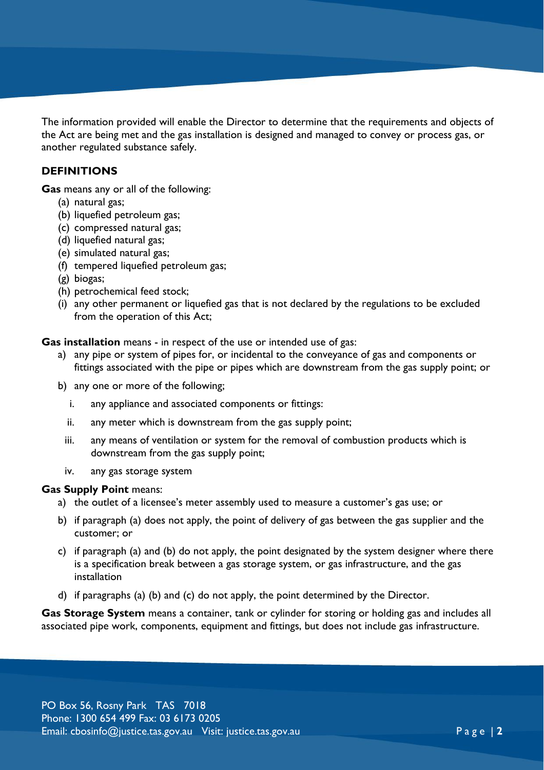The information provided will enable the Director to determine that the requirements and objects of the Act are being met and the gas installation is designed and managed to convey or process gas, or another regulated substance safely.

## DEFINITIONS

**Gas** means any or all of the following:

(a) natural gas;
(b) liquefied petroleum gas;
(c) compressed natural gas;
(d) liquefied natural gas;
(e) simulated natural gas;
(f) tempered liquefied petroleum gas;
(g) biogas;
(h) petrochemical feed stock;
(i) any other permanent or liquefied gas that is not declared by the regulations to be excluded from the operation of this Act;

**Gas installation** means - in respect of the use or intended use of gas:

a) any pipe or system of pipes for, or incidental to the conveyance of gas and components or fittings associated with the pipe or pipes which are downstream from the gas supply point; or

b) any one or more of the following;

   i. any appliance and associated components or fittings:

   ii. any meter which is downstream from the gas supply point;

   iii. any means of ventilation or system for the removal of combustion products which is downstream from the gas supply point;

   iv. any gas storage system

**Gas Supply Point** means:

a) the outlet of a licensee's meter assembly used to measure a customer's gas use; or

b) if paragraph (a) does not apply, the point of delivery of gas between the gas supplier and the customer; or

c) if paragraph (a) and (b) do not apply, the point designated by the system designer where there is a specification break between a gas storage system, or gas infrastructure, and the gas installation

d) if paragraphs (a) (b) and (c) do not apply, the point determined by the Director.

**Gas Storage System** means a container, tank or cylinder for storing or holding gas and includes all associated pipe work, components, equipment and fittings, but does not include gas infrastructure.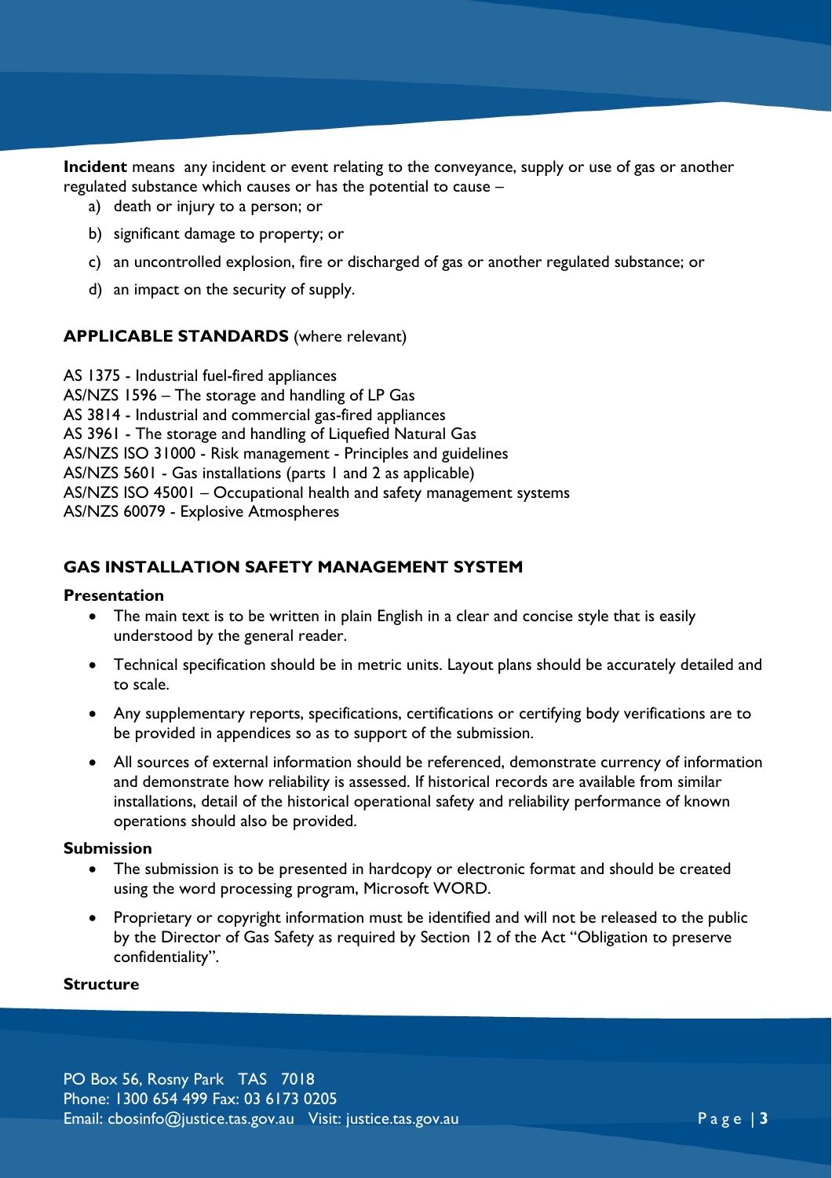**Incident** means any incident or event relating to the conveyance, supply or use of gas or another regulated substance which causes or has the potential to cause –

a) death or injury to a person; or

b) significant damage to property; or

c) an uncontrolled explosion, fire or discharged of gas or another regulated substance; or

d) an impact on the security of supply.

## **APPLICABLE STANDARDS** (where relevant)

AS 1375 - Industrial fuel-fired appliances
AS/NZS 1596 – The storage and handling of LP Gas
AS 3814 - Industrial and commercial gas-fired appliances
AS 3961 - The storage and handling of Liquefied Natural Gas
AS/NZS ISO 31000 - Risk management - Principles and guidelines
AS/NZS 5601 - Gas installations (parts 1 and 2 as applicable)
AS/NZS ISO 45001 – Occupational health and safety management systems
AS/NZS 60079 - Explosive Atmospheres

## GAS INSTALLATION SAFETY MANAGEMENT SYSTEM

### Presentation

- The main text is to be written in plain English in a clear and concise style that is easily understood by the general reader.
- Technical specification should be in metric units. Layout plans should be accurately detailed and to scale.
- Any supplementary reports, specifications, certifications or certifying body verifications are to be provided in appendices so as to support of the submission.
- All sources of external information should be referenced, demonstrate currency of information and demonstrate how reliability is assessed. If historical records are available from similar installations, detail of the historical operational safety and reliability performance of known operations should also be provided.

### Submission

- The submission is to be presented in hardcopy or electronic format and should be created using the word processing program, Microsoft WORD.
- Proprietary or copyright information must be identified and will not be released to the public by the Director of Gas Safety as required by Section 12 of the Act "Obligation to preserve confidentiality".

### Structure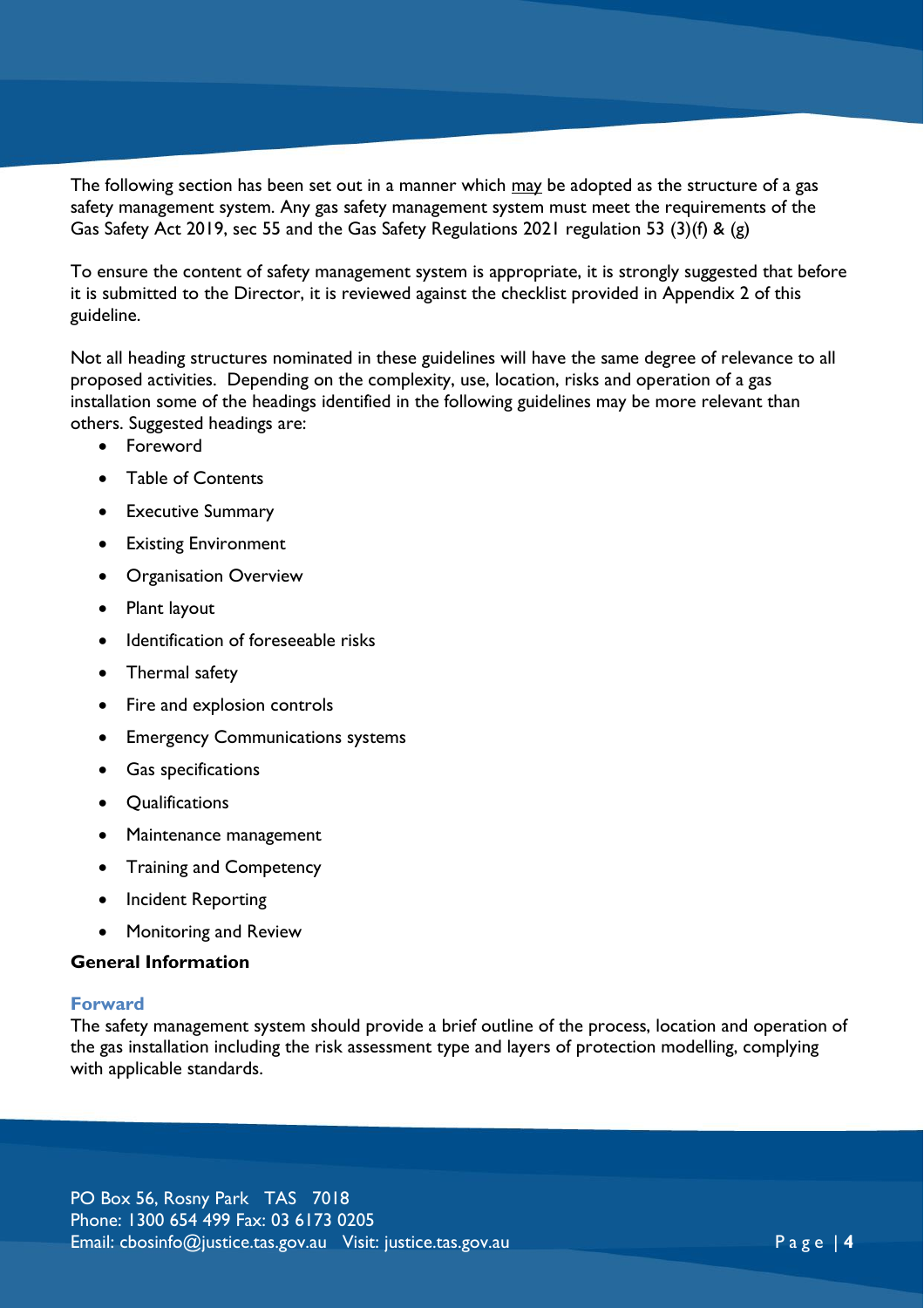The following section has been set out in a manner which may be adopted as the structure of a gas safety management system. Any gas safety management system must meet the requirements of the Gas Safety Act 2019, sec 55 and the Gas Safety Regulations 2021 regulation 53 (3)(f) & (g)

To ensure the content of safety management system is appropriate, it is strongly suggested that before it is submitted to the Director, it is reviewed against the checklist provided in Appendix 2 of this guideline.

Not all heading structures nominated in these guidelines will have the same degree of relevance to all proposed activities. Depending on the complexity, use, location, risks and operation of a gas installation some of the headings identified in the following guidelines may be more relevant than others. Suggested headings are:

- Foreword
- Table of Contents
- Executive Summary
- Existing Environment
- Organisation Overview
- Plant layout
- Identification of foreseeable risks
- Thermal safety
- Fire and explosion controls
- Emergency Communications systems
- Gas specifications
- Qualifications
- Maintenance management
- Training and Competency
- Incident Reporting
- Monitoring and Review

**General Information**

### Forward

The safety management system should provide a brief outline of the process, location and operation of the gas installation including the risk assessment type and layers of protection modelling, complying with applicable standards.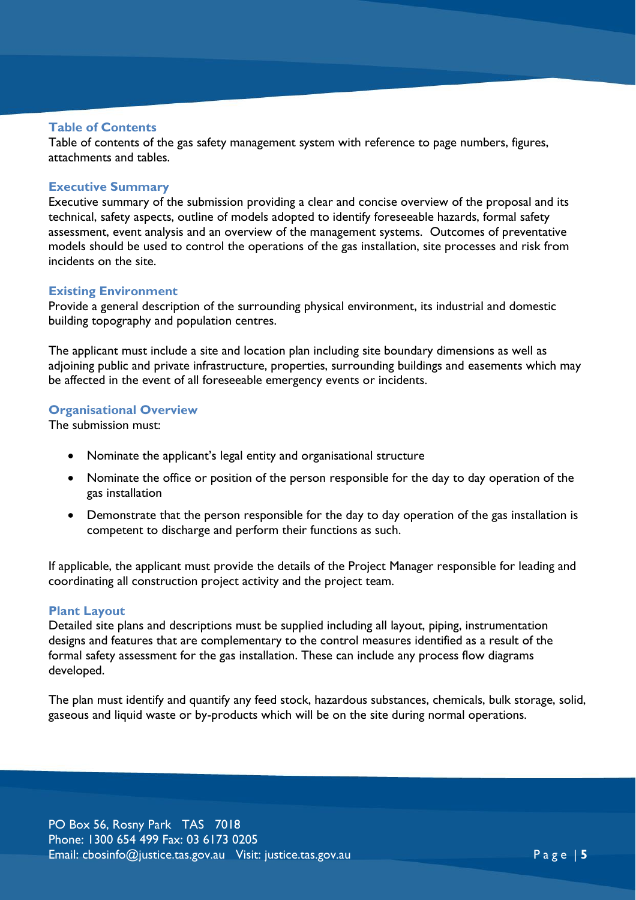### Table of Contents

Table of contents of the gas safety management system with reference to page numbers, figures, attachments and tables.

### Executive Summary

Executive summary of the submission providing a clear and concise overview of the proposal and its technical, safety aspects, outline of models adopted to identify foreseeable hazards, formal safety assessment, event analysis and an overview of the management systems. Outcomes of preventative models should be used to control the operations of the gas installation, site processes and risk from incidents on the site.

### Existing Environment

Provide a general description of the surrounding physical environment, its industrial and domestic building topography and population centres.

The applicant must include a site and location plan including site boundary dimensions as well as adjoining public and private infrastructure, properties, surrounding buildings and easements which may be affected in the event of all foreseeable emergency events or incidents.

### Organisational Overview

The submission must:

- Nominate the applicant's legal entity and organisational structure
- Nominate the office or position of the person responsible for the day to day operation of the gas installation
- Demonstrate that the person responsible for the day to day operation of the gas installation is competent to discharge and perform their functions as such.

If applicable, the applicant must provide the details of the Project Manager responsible for leading and coordinating all construction project activity and the project team.

### Plant Layout

Detailed site plans and descriptions must be supplied including all layout, piping, instrumentation designs and features that are complementary to the control measures identified as a result of the formal safety assessment for the gas installation. These can include any process flow diagrams developed.

The plan must identify and quantify any feed stock, hazardous substances, chemicals, bulk storage, solid, gaseous and liquid waste or by-products which will be on the site during normal operations.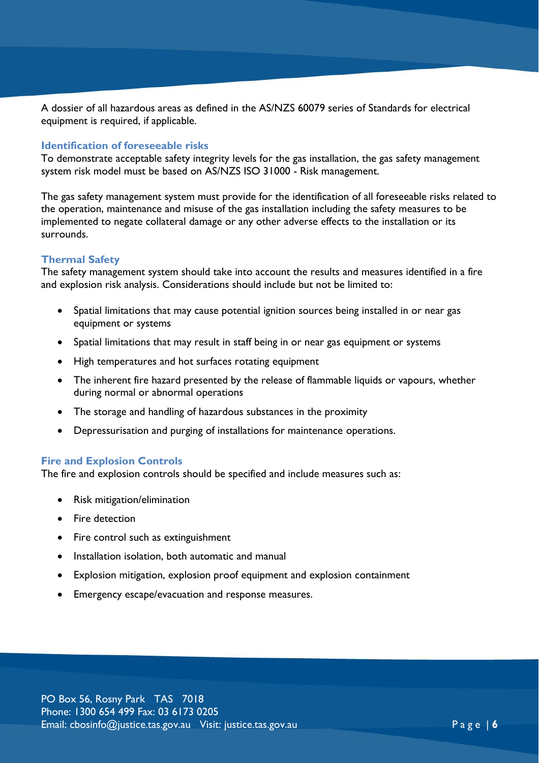A dossier of all hazardous areas as defined in the AS/NZS 60079 series of Standards for electrical equipment is required, if applicable.

### Identification of foreseeable risks

To demonstrate acceptable safety integrity levels for the gas installation, the gas safety management system risk model must be based on AS/NZS ISO 31000 - Risk management.

The gas safety management system must provide for the identification of all foreseeable risks related to the operation, maintenance and misuse of the gas installation including the safety measures to be implemented to negate collateral damage or any other adverse effects to the installation or its surrounds.

### Thermal Safety

The safety management system should take into account the results and measures identified in a fire and explosion risk analysis. Considerations should include but not be limited to:

- Spatial limitations that may cause potential ignition sources being installed in or near gas equipment or systems
- Spatial limitations that may result in staff being in or near gas equipment or systems
- High temperatures and hot surfaces rotating equipment
- The inherent fire hazard presented by the release of flammable liquids or vapours, whether during normal or abnormal operations
- The storage and handling of hazardous substances in the proximity
- Depressurisation and purging of installations for maintenance operations.

### Fire and Explosion Controls

The fire and explosion controls should be specified and include measures such as:

- Risk mitigation/elimination
- Fire detection
- Fire control such as extinguishment
- Installation isolation, both automatic and manual
- Explosion mitigation, explosion proof equipment and explosion containment
- Emergency escape/evacuation and response measures.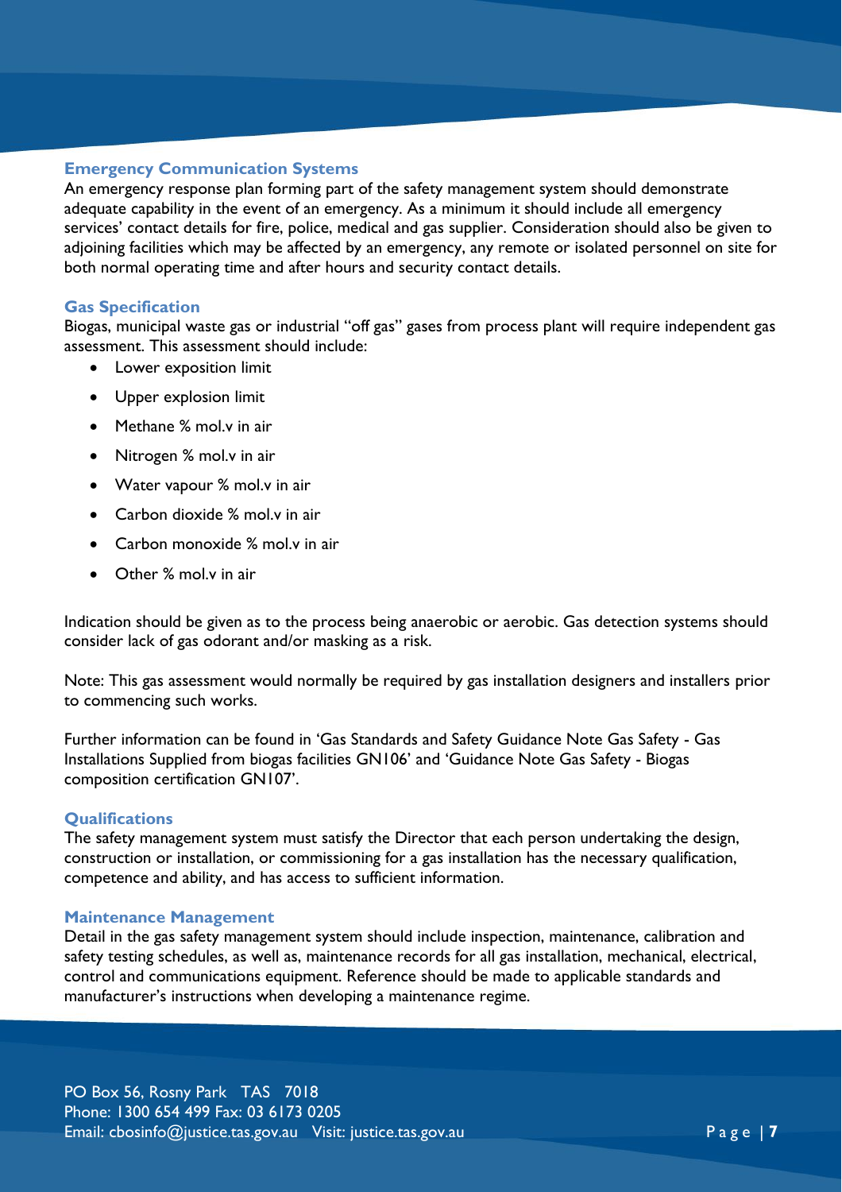## Emergency Communication Systems

An emergency response plan forming part of the safety management system should demonstrate adequate capability in the event of an emergency. As a minimum it should include all emergency services' contact details for fire, police, medical and gas supplier. Consideration should also be given to adjoining facilities which may be affected by an emergency, any remote or isolated personnel on site for both normal operating time and after hours and security contact details.

## Gas Specification

Biogas, municipal waste gas or industrial "off gas" gases from process plant will require independent gas assessment. This assessment should include:

- Lower exposition limit
- Upper explosion limit
- Methane % mol.v in air
- Nitrogen % mol.v in air
- Water vapour % mol.v in air
- Carbon dioxide % mol.v in air
- Carbon monoxide % mol.v in air
- Other % mol.v in air

Indication should be given as to the process being anaerobic or aerobic. Gas detection systems should consider lack of gas odorant and/or masking as a risk.

Note: This gas assessment would normally be required by gas installation designers and installers prior to commencing such works.

Further information can be found in 'Gas Standards and Safety Guidance Note Gas Safety - Gas Installations Supplied from biogas facilities GN106' and 'Guidance Note Gas Safety - Biogas composition certification GN107'.

## Qualifications

The safety management system must satisfy the Director that each person undertaking the design, construction or installation, or commissioning for a gas installation has the necessary qualification, competence and ability, and has access to sufficient information.

## Maintenance Management

Detail in the gas safety management system should include inspection, maintenance, calibration and safety testing schedules, as well as, maintenance records for all gas installation, mechanical, electrical, control and communications equipment. Reference should be made to applicable standards and manufacturer's instructions when developing a maintenance regime.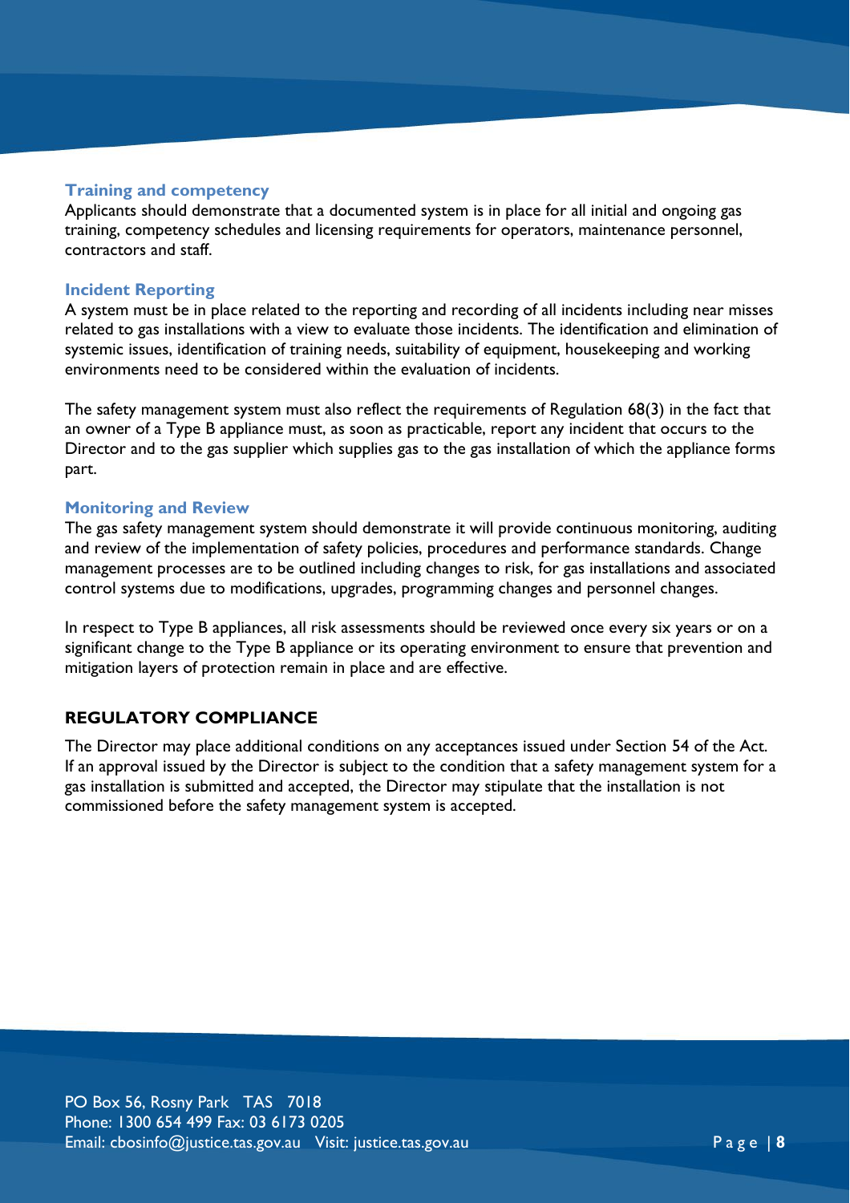### Training and competency

Applicants should demonstrate that a documented system is in place for all initial and ongoing gas training, competency schedules and licensing requirements for operators, maintenance personnel, contractors and staff.

### Incident Reporting

A system must be in place related to the reporting and recording of all incidents including near misses related to gas installations with a view to evaluate those incidents. The identification and elimination of systemic issues, identification of training needs, suitability of equipment, housekeeping and working environments need to be considered within the evaluation of incidents.

The safety management system must also reflect the requirements of Regulation 68(3) in the fact that an owner of a Type B appliance must, as soon as practicable, report any incident that occurs to the Director and to the gas supplier which supplies gas to the gas installation of which the appliance forms part.

### Monitoring and Review

The gas safety management system should demonstrate it will provide continuous monitoring, auditing and review of the implementation of safety policies, procedures and performance standards. Change management processes are to be outlined including changes to risk, for gas installations and associated control systems due to modifications, upgrades, programming changes and personnel changes.

In respect to Type B appliances, all risk assessments should be reviewed once every six years or on a significant change to the Type B appliance or its operating environment to ensure that prevention and mitigation layers of protection remain in place and are effective.

## REGULATORY COMPLIANCE

The Director may place additional conditions on any acceptances issued under Section 54 of the Act. If an approval issued by the Director is subject to the condition that a safety management system for a gas installation is submitted and accepted, the Director may stipulate that the installation is not commissioned before the safety management system is accepted.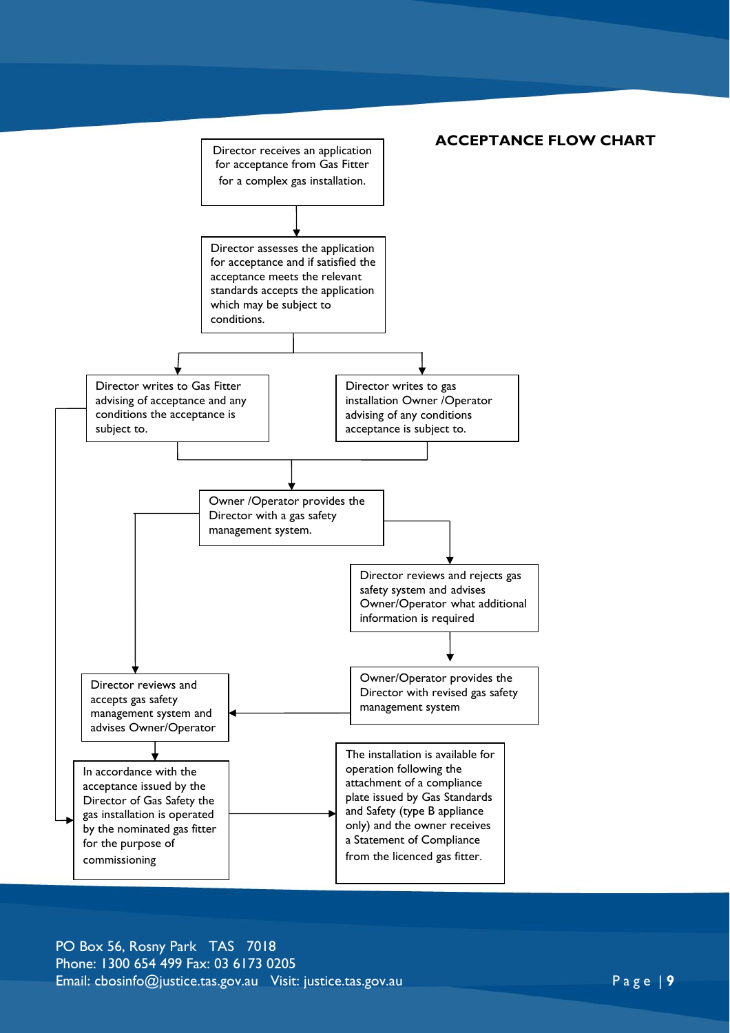## ACCEPTANCE FLOW CHART

Director receives an application for acceptance from Gas Fitter for a complex gas installation.

Director assesses the application for acceptance and if satisfied the acceptance meets the relevant standards accepts the application which may be subject to conditions.

Director writes to Gas Fitter advising of acceptance and any conditions the acceptance is subject to.

Director writes to gas installation Owner /Operator advising of any conditions acceptance is subject to.

Owner /Operator provides the Director with a gas safety management system.

Director reviews and rejects gas safety system and advises Owner/Operator what additional information is required

Owner/Operator provides the Director with revised gas safety management system

Director reviews and accepts gas safety management system and advises Owner/Operator

In accordance with the acceptance issued by the Director of Gas Safety the gas installation is operated by the nominated gas fitter for the purpose of commissioning

The installation is available for operation following the attachment of a compliance plate issued by Gas Standards and Safety (type B appliance only) and the owner receives a Statement of Compliance from the licenced gas fitter.

PO Box 56, Rosny Park TAS 7018
Phone: 1300 654 499 Fax: 03 6173 0205
Email: cbosinfo@justice.tas.gov.au Visit: justice.tas.gov.au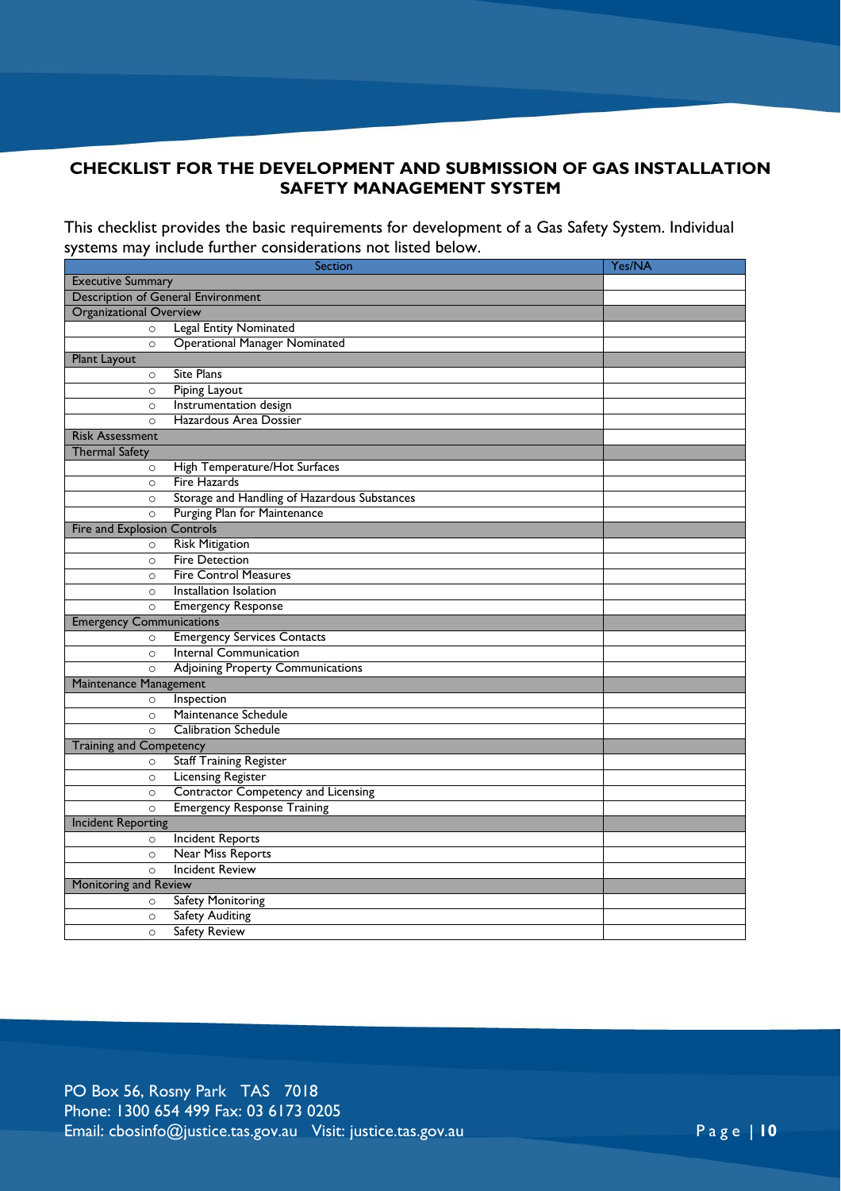## CHECKLIST FOR THE DEVELOPMENT AND SUBMISSION OF GAS INSTALLATION SAFETY MANAGEMENT SYSTEM

This checklist provides the basic requirements for development of a Gas Safety System. Individual systems may include further considerations not listed below.

| Section | Yes/NA |
|---|---|
| Executive Summary | |
| Description of General Environment | |
| Organizational Overview | |
| ○ Legal Entity Nominated | |
| ○ Operational Manager Nominated | |
| Plant Layout | |
| ○ Site Plans | |
| ○ Piping Layout | |
| ○ Instrumentation design | |
| ○ Hazardous Area Dossier | |
| Risk Assessment | |
| Thermal Safety | |
| ○ High Temperature/Hot Surfaces | |
| ○ Fire Hazards | |
| ○ Storage and Handling of Hazardous Substances | |
| ○ Purging Plan for Maintenance | |
| Fire and Explosion Controls | |
| ○ Risk Mitigation | |
| ○ Fire Detection | |
| ○ Fire Control Measures | |
| ○ Installation Isolation | |
| ○ Emergency Response | |
| Emergency Communications | |
| ○ Emergency Services Contacts | |
| ○ Internal Communication | |
| ○ Adjoining Property Communications | |
| Maintenance Management | |
| ○ Inspection | |
| ○ Maintenance Schedule | |
| ○ Calibration Schedule | |
| Training and Competency | |
| ○ Staff Training Register | |
| ○ Licensing Register | |
| ○ Contractor Competency and Licensing | |
| ○ Emergency Response Training | |
| Incident Reporting | |
| ○ Incident Reports | |
| ○ Near Miss Reports | |
| ○ Incident Review | |
| Monitoring and Review | |
| ○ Safety Monitoring | |
| ○ Safety Auditing | |
| ○ Safety Review | |

PO Box 56, Rosny Park TAS 7018
Phone: 1300 654 499 Fax: 03 6173 0205
Email: cbosinfo@justice.tas.gov.au Visit: justice.tas.gov.au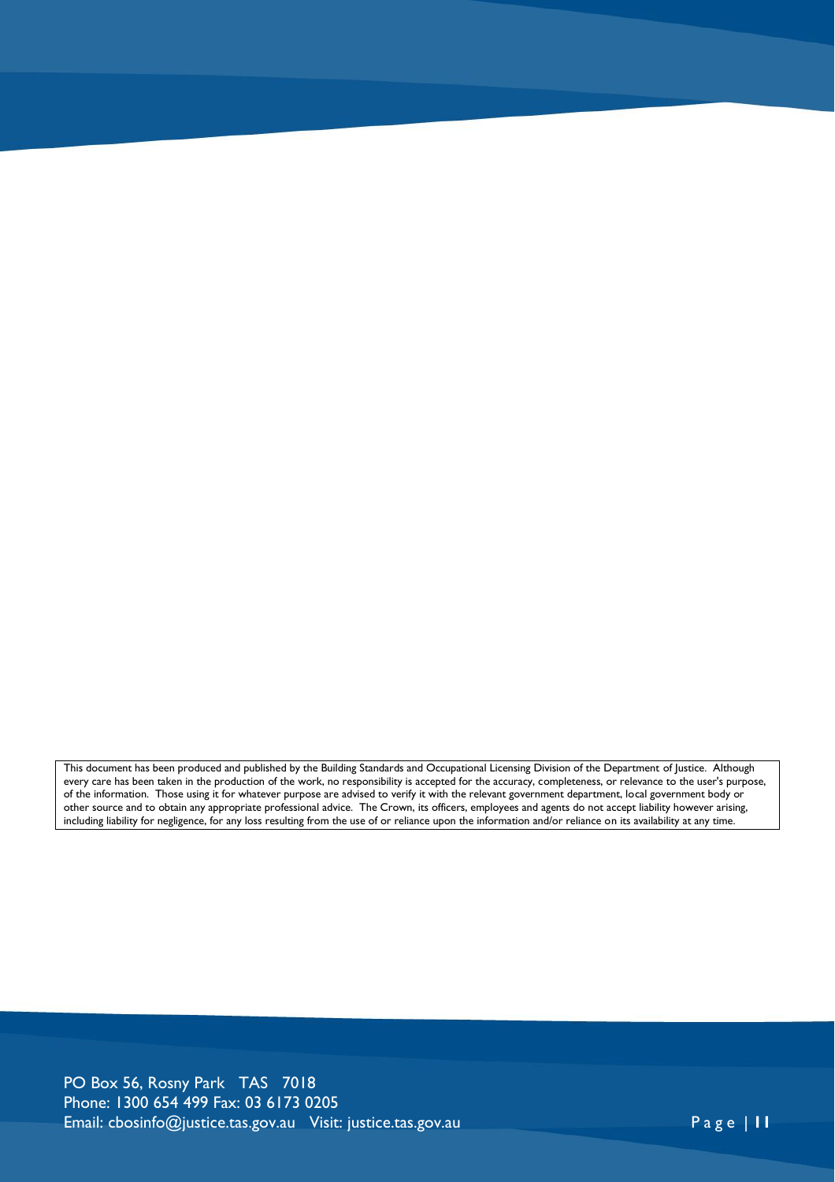This document has been produced and published by the Building Standards and Occupational Licensing Division of the Department of Justice. Although every care has been taken in the production of the work, no responsibility is accepted for the accuracy, completeness, or relevance to the user's purpose, of the information. Those using it for whatever purpose are advised to verify it with the relevant government department, local government body or other source and to obtain any appropriate professional advice. The Crown, its officers, employees and agents do not accept liability however arising, including liability for negligence, for any loss resulting from the use of or reliance upon the information and/or reliance on its availability at any time.

PO Box 56, Rosny Park TAS 7018
Phone: 1300 654 499 Fax: 03 6173 0205
Email: cbosinfo@justice.tas.gov.au Visit: justice.tas.gov.au